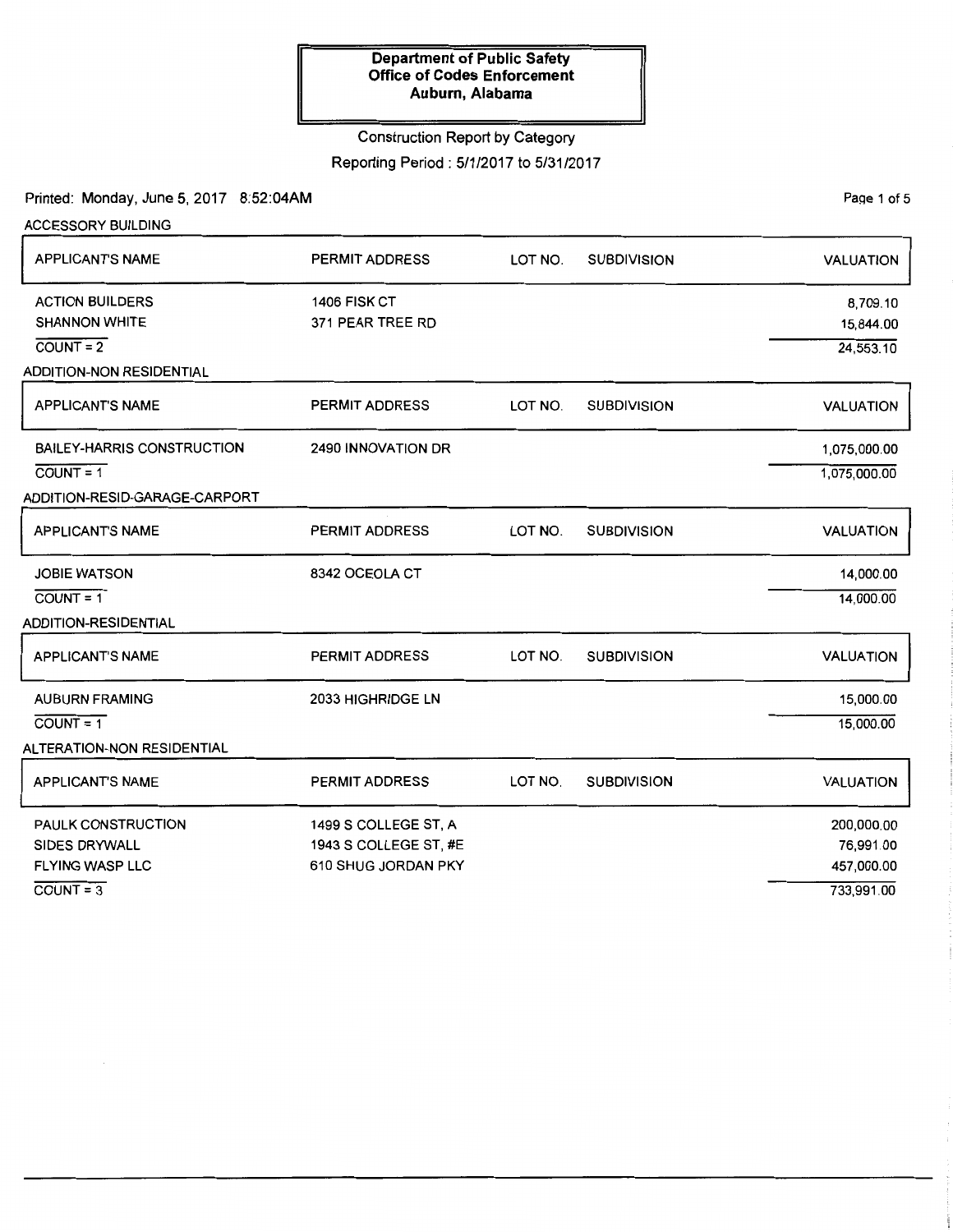**Department of Public Safety**
**Office of Codes Enforcement**
**Auburn, Alabama**

Construction Report by Category

Reporting Period : 5/1/2017 to 5/31/2017

Printed: Monday, June 5, 2017 8:52:04AM

### ACCESSORY BUILDING

| APPLICANT'S NAME | PERMIT ADDRESS | LOT NO. | SUBDIVISION | VALUATION |
|---|---|---|---|---|
| ACTION BUILDERS | 1406 FISK CT | | | 8,709.10 |
| SHANNON WHITE | 371 PEAR TREE RD | | | 15,844.00 |
| COUNT = 2 | | | | 24,553.10 |

### ADDITION-NON RESIDENTIAL

| APPLICANT'S NAME | PERMIT ADDRESS | LOT NO. | SUBDIVISION | VALUATION |
|---|---|---|---|---|
| BAILEY-HARRIS CONSTRUCTION | 2490 INNOVATION DR | | | 1,075,000.00 |
| COUNT = 1 | | | | 1,075,000.00 |

### ADDITION-RESID-GARAGE-CARPORT

| APPLICANT'S NAME | PERMIT ADDRESS | LOT NO. | SUBDIVISION | VALUATION |
|---|---|---|---|---|
| JOBIE WATSON | 8342 OCEOLA CT | | | 14,000.00 |
| COUNT = 1 | | | | 14,000.00 |

### ADDITION-RESIDENTIAL

| APPLICANT'S NAME | PERMIT ADDRESS | LOT NO. | SUBDIVISION | VALUATION |
|---|---|---|---|---|
| AUBURN FRAMING | 2033 HIGHRIDGE LN | | | 15,000.00 |
| COUNT = 1 | | | | 15,000.00 |

### ALTERATION-NON RESIDENTIAL

| APPLICANT'S NAME | PERMIT ADDRESS | LOT NO. | SUBDIVISION | VALUATION |
|---|---|---|---|---|
| PAULK CONSTRUCTION | 1499 S COLLEGE ST, A | | | 200,000.00 |
| SIDES DRYWALL | 1943 S COLLEGE ST, #E | | | 76,991.00 |
| FLYING WASP LLC | 610 SHUG JORDAN PKY | | | 457,000.00 |
| COUNT = 3 | | | | 733,991.00 |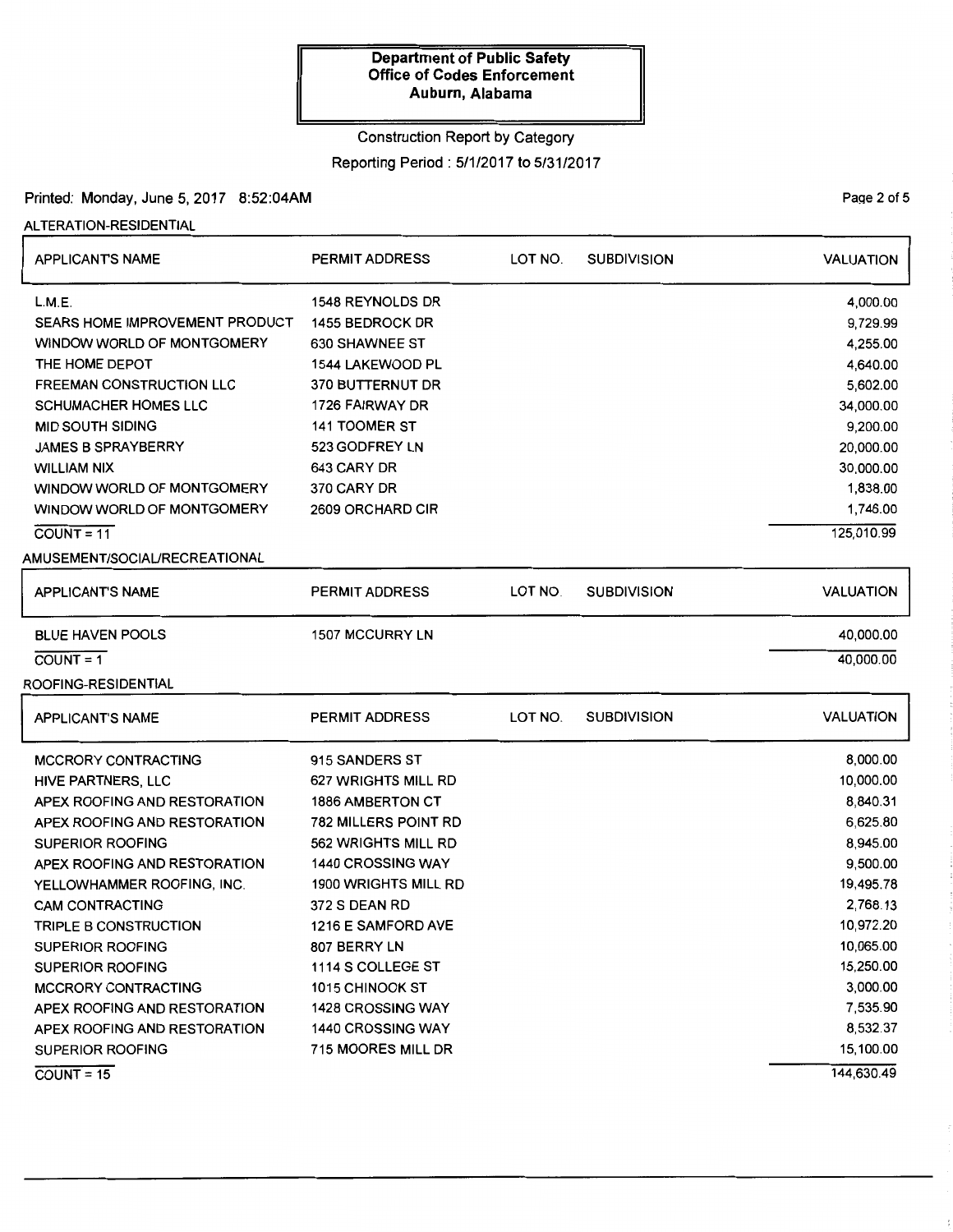**Department of Public Safety**
**Office of Codes Enforcement**
**Auburn, Alabama**

Construction Report by Category

Reporting Period : 5/1/2017 to 5/31/2017

Printed: Monday, June 5, 2017 8:52:04AM

ALTERATION-RESIDENTIAL

| APPLICANT'S NAME | PERMIT ADDRESS | LOT NO. | SUBDIVISION | VALUATION |
|---|---|---|---|---|
| L.M.E. | 1548 REYNOLDS DR | | | 4,000.00 |
| SEARS HOME IMPROVEMENT PRODUCT | 1455 BEDROCK DR | | | 9,729.99 |
| WINDOW WORLD OF MONTGOMERY | 630 SHAWNEE ST | | | 4,255.00 |
| THE HOME DEPOT | 1544 LAKEWOOD PL | | | 4,640.00 |
| FREEMAN CONSTRUCTION LLC | 370 BUTTERNUT DR | | | 5,602.00 |
| SCHUMACHER HOMES LLC | 1726 FAIRWAY DR | | | 34,000.00 |
| MID SOUTH SIDING | 141 TOOMER ST | | | 9,200.00 |
| JAMES B SPRAYBERRY | 523 GODFREY LN | | | 20,000.00 |
| WILLIAM NIX | 643 CARY DR | | | 30,000.00 |
| WINDOW WORLD OF MONTGOMERY | 370 CARY DR | | | 1,838.00 |
| WINDOW WORLD OF MONTGOMERY | 2609 ORCHARD CIR | | | 1,746.00 |
| COUNT = 11 | | | | 125,010.99 |

AMUSEMENT/SOCIAL/RECREATIONAL

| APPLICANT'S NAME | PERMIT ADDRESS | LOT NO. | SUBDIVISION | VALUATION |
|---|---|---|---|---|
| BLUE HAVEN POOLS | 1507 MCCURRY LN | | | 40,000.00 |
| COUNT = 1 | | | | 40,000.00 |

ROOFING-RESIDENTIAL

| APPLICANT'S NAME | PERMIT ADDRESS | LOT NO. | SUBDIVISION | VALUATION |
|---|---|---|---|---|
| MCCRORY CONTRACTING | 915 SANDERS ST | | | 8,000.00 |
| HIVE PARTNERS, LLC | 627 WRIGHTS MILL RD | | | 10,000.00 |
| APEX ROOFING AND RESTORATION | 1886 AMBERTON CT | | | 8,840.31 |
| APEX ROOFING AND RESTORATION | 782 MILLERS POINT RD | | | 6,625.80 |
| SUPERIOR ROOFING | 562 WRIGHTS MILL RD | | | 8,945.00 |
| APEX ROOFING AND RESTORATION | 1440 CROSSING WAY | | | 9,500.00 |
| YELLOWHAMMER ROOFING, INC. | 1900 WRIGHTS MILL RD | | | 19,495.78 |
| CAM CONTRACTING | 372 S DEAN RD | | | 2,768.13 |
| TRIPLE B CONSTRUCTION | 1216 E SAMFORD AVE | | | 10,972.20 |
| SUPERIOR ROOFING | 807 BERRY LN | | | 10,065.00 |
| SUPERIOR ROOFING | 1114 S COLLEGE ST | | | 15,250.00 |
| MCCRORY CONTRACTING | 1015 CHINOOK ST | | | 3,000.00 |
| APEX ROOFING AND RESTORATION | 1428 CROSSING WAY | | | 7,535.90 |
| APEX ROOFING AND RESTORATION | 1440 CROSSING WAY | | | 8,532.37 |
| SUPERIOR ROOFING | 715 MOORES MILL DR | | | 15,100.00 |
| COUNT = 15 | | | | 144,630.49 |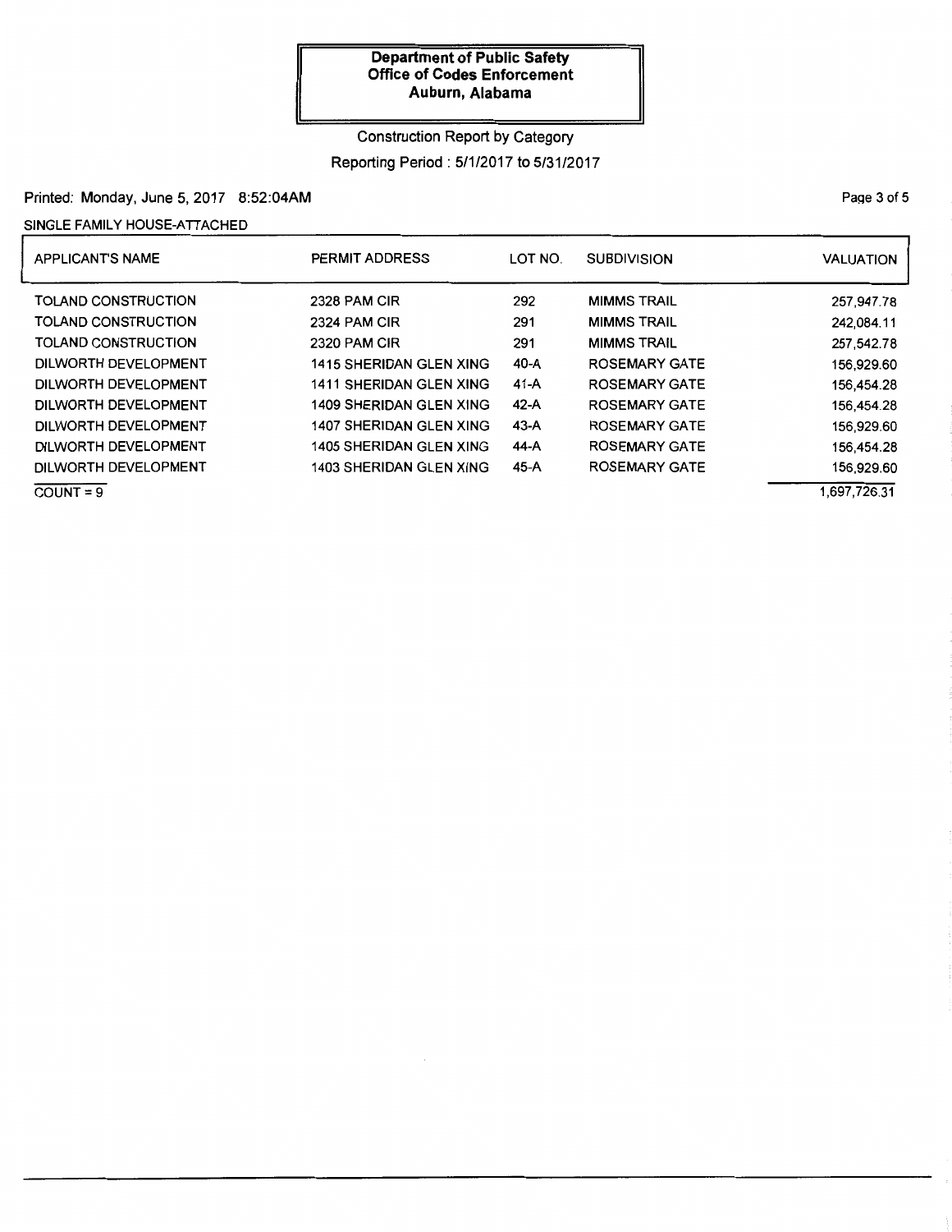**Department of Public Safety**
**Office of Codes Enforcement**
**Auburn, Alabama**

Construction Report by Category

Reporting Period : 5/1/2017 to 5/31/2017

Printed: Monday, June 5, 2017 8:52:04AM

SINGLE FAMILY HOUSE-ATTACHED

| APPLICANT'S NAME | PERMIT ADDRESS | LOT NO. | SUBDIVISION | VALUATION |
|---|---|---|---|---|
| TOLAND CONSTRUCTION | 2328 PAM CIR | 292 | MIMMS TRAIL | 257,947.78 |
| TOLAND CONSTRUCTION | 2324 PAM CIR | 291 | MIMMS TRAIL | 242,084.11 |
| TOLAND CONSTRUCTION | 2320 PAM CIR | 291 | MIMMS TRAIL | 257,542.78 |
| DILWORTH DEVELOPMENT | 1415 SHERIDAN GLEN XING | 40-A | ROSEMARY GATE | 156,929.60 |
| DILWORTH DEVELOPMENT | 1411 SHERIDAN GLEN XING | 41-A | ROSEMARY GATE | 156,454.28 |
| DILWORTH DEVELOPMENT | 1409 SHERIDAN GLEN XING | 42-A | ROSEMARY GATE | 156,454.28 |
| DILWORTH DEVELOPMENT | 1407 SHERIDAN GLEN XING | 43-A | ROSEMARY GATE | 156,929.60 |
| DILWORTH DEVELOPMENT | 1405 SHERIDAN GLEN XING | 44-A | ROSEMARY GATE | 156,454.28 |
| DILWORTH DEVELOPMENT | 1403 SHERIDAN GLEN XING | 45-A | ROSEMARY GATE | 156,929.60 |
| COUNT = 9 | | | | 1,697,726.31 |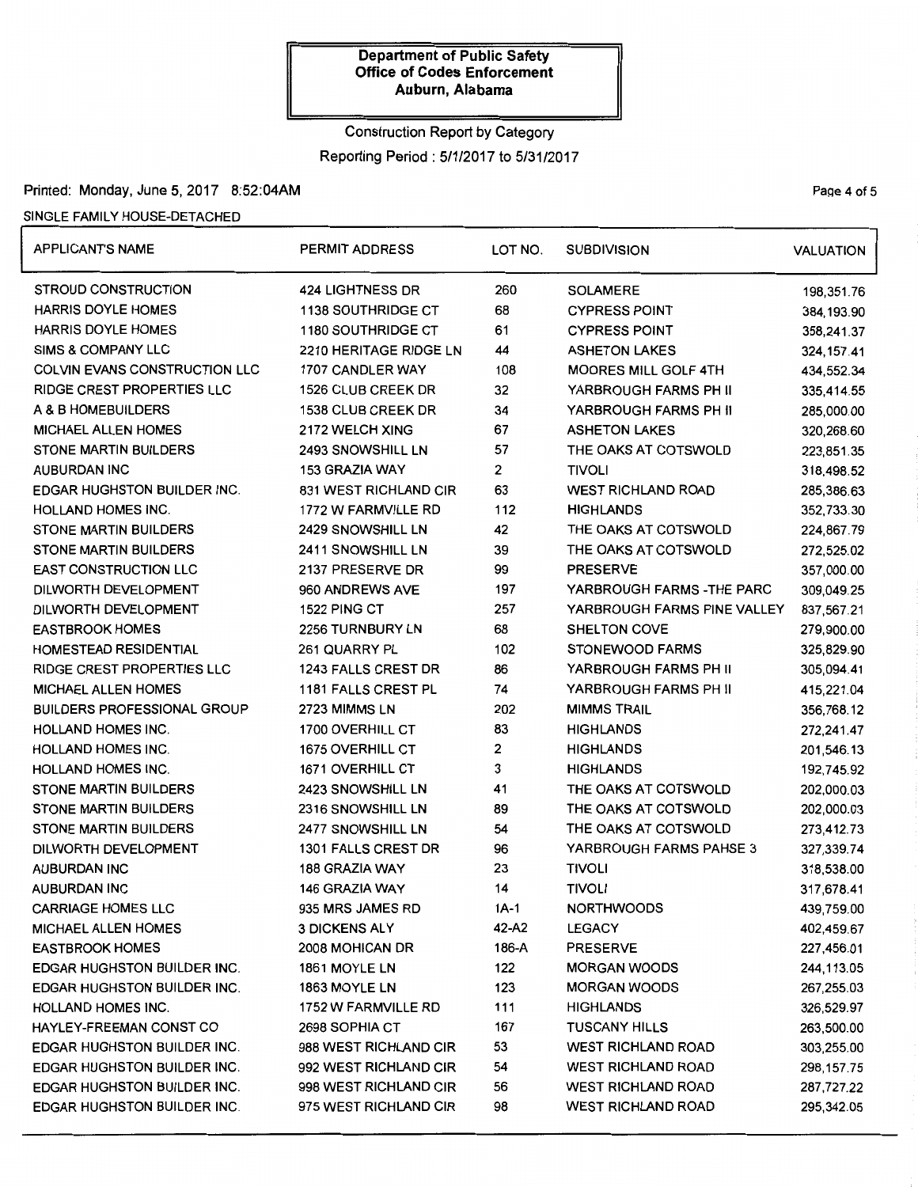**Department of Public Safety**
**Office of Codes Enforcement**
**Auburn, Alabama**

Construction Report by Category

Reporting Period : 5/1/2017 to 5/31/2017

Printed: Monday, June 5, 2017 8:52:04AM

SINGLE FAMILY HOUSE-DETACHED

| APPLICANT'S NAME | PERMIT ADDRESS | LOT NO. | SUBDIVISION | VALUATION |
|---|---|---|---|---|
| STROUD CONSTRUCTION | 424 LIGHTNESS DR | 260 | SOLAMERE | 198,351.76 |
| HARRIS DOYLE HOMES | 1138 SOUTHRIDGE CT | 68 | CYPRESS POINT | 384,193.90 |
| HARRIS DOYLE HOMES | 1180 SOUTHRIDGE CT | 61 | CYPRESS POINT | 358,241.37 |
| SIMS & COMPANY LLC | 2210 HERITAGE RIDGE LN | 44 | ASHETON LAKES | 324,157.41 |
| COLVIN EVANS CONSTRUCTION LLC | 1707 CANDLER WAY | 108 | MOORES MILL GOLF 4TH | 434,552.34 |
| RIDGE CREST PROPERTIES LLC | 1526 CLUB CREEK DR | 32 | YARBROUGH FARMS PH II | 335,414.55 |
| A & B HOMEBUILDERS | 1538 CLUB CREEK DR | 34 | YARBROUGH FARMS PH II | 285,000.00 |
| MICHAEL ALLEN HOMES | 2172 WELCH XING | 67 | ASHETON LAKES | 320,268.60 |
| STONE MARTIN BUILDERS | 2493 SNOWSHILL LN | 57 | THE OAKS AT COTSWOLD | 223,851.35 |
| AUBURDAN INC | 153 GRAZIA WAY | 2 | TIVOLI | 318,498.52 |
| EDGAR HUGHSTON BUILDER INC. | 831 WEST RICHLAND CIR | 63 | WEST RICHLAND ROAD | 285,386.63 |
| HOLLAND HOMES INC. | 1772 W FARMVILLE RD | 112 | HIGHLANDS | 352,733.30 |
| STONE MARTIN BUILDERS | 2429 SNOWSHILL LN | 42 | THE OAKS AT COTSWOLD | 224,867.79 |
| STONE MARTIN BUILDERS | 2411 SNOWSHILL LN | 39 | THE OAKS AT COTSWOLD | 272,525.02 |
| EAST CONSTRUCTION LLC | 2137 PRESERVE DR | 99 | PRESERVE | 357,000.00 |
| DILWORTH DEVELOPMENT | 960 ANDREWS AVE | 197 | YARBROUGH FARMS -THE PARC | 309,049.25 |
| DILWORTH DEVELOPMENT | 1522 PING CT | 257 | YARBROUGH FARMS PINE VALLEY | 837,567.21 |
| EASTBROOK HOMES | 2256 TURNBURY LN | 68 | SHELTON COVE | 279,900.00 |
| HOMESTEAD RESIDENTIAL | 261 QUARRY PL | 102 | STONEWOOD FARMS | 325,829.90 |
| RIDGE CREST PROPERTIES LLC | 1243 FALLS CREST DR | 86 | YARBROUGH FARMS PH II | 305,094.41 |
| MICHAEL ALLEN HOMES | 1181 FALLS CREST PL | 74 | YARBROUGH FARMS PH II | 415,221.04 |
| BUILDERS PROFESSIONAL GROUP | 2723 MIMMS LN | 202 | MIMMS TRAIL | 356,768.12 |
| HOLLAND HOMES INC. | 1700 OVERHILL CT | 83 | HIGHLANDS | 272,241.47 |
| HOLLAND HOMES INC. | 1675 OVERHILL CT | 2 | HIGHLANDS | 201,546.13 |
| HOLLAND HOMES INC. | 1671 OVERHILL CT | 3 | HIGHLANDS | 192,745.92 |
| STONE MARTIN BUILDERS | 2423 SNOWSHILL LN | 41 | THE OAKS AT COTSWOLD | 202,000.03 |
| STONE MARTIN BUILDERS | 2316 SNOWSHILL LN | 89 | THE OAKS AT COTSWOLD | 202,000.03 |
| STONE MARTIN BUILDERS | 2477 SNOWSHILL LN | 54 | THE OAKS AT COTSWOLD | 273,412.73 |
| DILWORTH DEVELOPMENT | 1301 FALLS CREST DR | 96 | YARBROUGH FARMS PAHSE 3 | 327,339.74 |
| AUBURDAN INC | 188 GRAZIA WAY | 23 | TIVOLI | 318,538.00 |
| AUBURDAN INC | 146 GRAZIA WAY | 14 | TIVOLI | 317,678.41 |
| CARRIAGE HOMES LLC | 935 MRS JAMES RD | 1A-1 | NORTHWOODS | 439,759.00 |
| MICHAEL ALLEN HOMES | 3 DICKENS ALY | 42-A2 | LEGACY | 402,459.67 |
| EASTBROOK HOMES | 2008 MOHICAN DR | 186-A | PRESERVE | 227,456.01 |
| EDGAR HUGHSTON BUILDER INC. | 1861 MOYLE LN | 122 | MORGAN WOODS | 244,113.05 |
| EDGAR HUGHSTON BUILDER INC. | 1863 MOYLE LN | 123 | MORGAN WOODS | 267,255.03 |
| HOLLAND HOMES INC. | 1752 W FARMVILLE RD | 111 | HIGHLANDS | 326,529.97 |
| HAYLEY-FREEMAN CONST CO | 2698 SOPHIA CT | 167 | TUSCANY HILLS | 263,500.00 |
| EDGAR HUGHSTON BUILDER INC. | 988 WEST RICHLAND CIR | 53 | WEST RICHLAND ROAD | 303,255.00 |
| EDGAR HUGHSTON BUILDER INC. | 992 WEST RICHLAND CIR | 54 | WEST RICHLAND ROAD | 298,157.75 |
| EDGAR HUGHSTON BUILDER INC. | 998 WEST RICHLAND CIR | 56 | WEST RICHLAND ROAD | 287,727.22 |
| EDGAR HUGHSTON BUILDER INC. | 975 WEST RICHLAND CIR | 98 | WEST RICHLAND ROAD | 295,342.05 |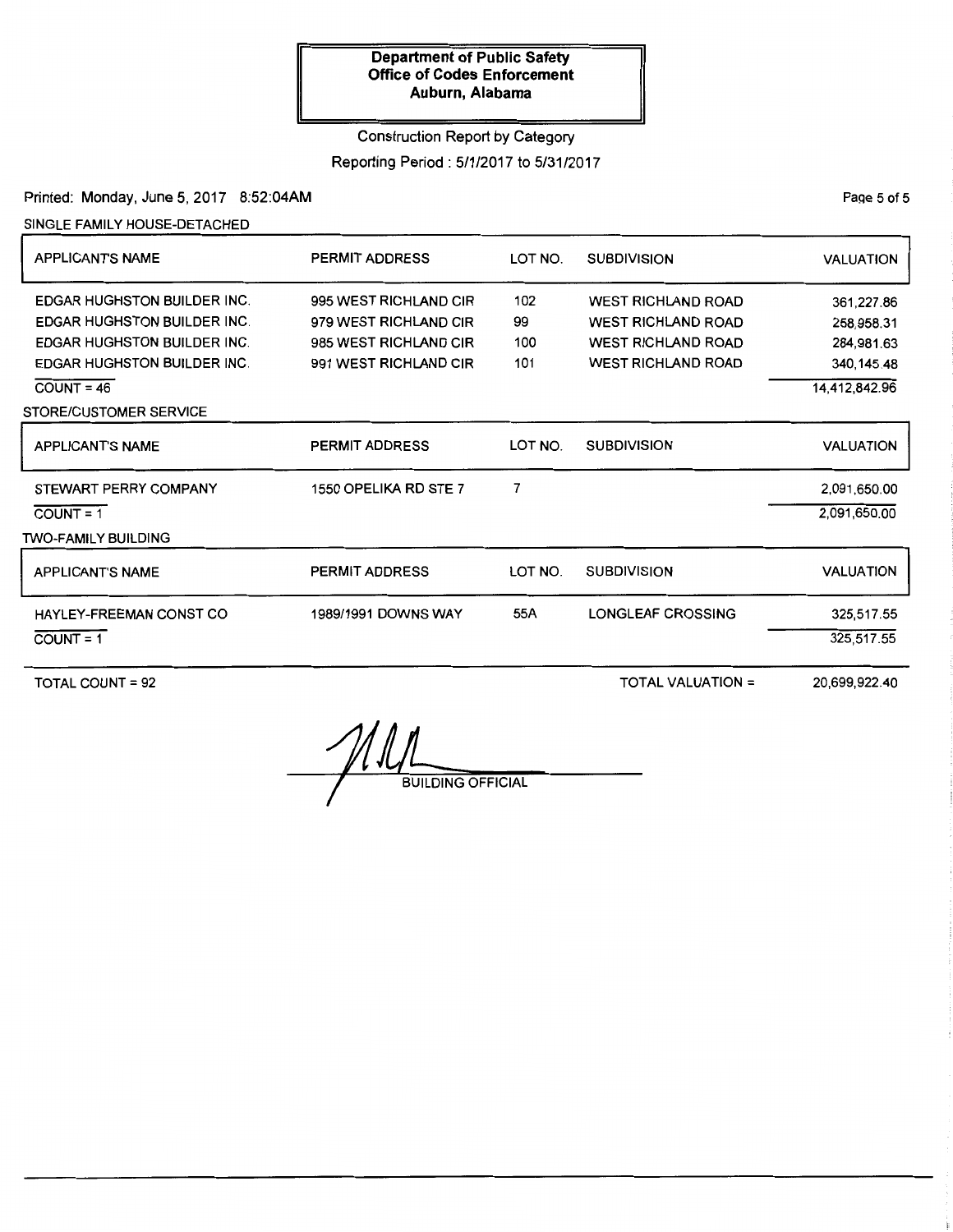**Department of Public Safety**
**Office of Codes Enforcement**
**Auburn, Alabama**

Construction Report by Category

Reporting Period : 5/1/2017 to 5/31/2017

Printed: Monday, June 5, 2017 8:52:04AM

SINGLE FAMILY HOUSE-DETACHED

| APPLICANT'S NAME | PERMIT ADDRESS | LOT NO. | SUBDIVISION | VALUATION |
|---|---|---|---|---|
| EDGAR HUGHSTON BUILDER INC. | 995 WEST RICHLAND CIR | 102 | WEST RICHLAND ROAD | 361,227.86 |
| EDGAR HUGHSTON BUILDER INC. | 979 WEST RICHLAND CIR | 99 | WEST RICHLAND ROAD | 258,958.31 |
| EDGAR HUGHSTON BUILDER INC. | 985 WEST RICHLAND CIR | 100 | WEST RICHLAND ROAD | 284,981.63 |
| EDGAR HUGHSTON BUILDER INC. | 991 WEST RICHLAND CIR | 101 | WEST RICHLAND ROAD | 340,145.48 |
| COUNT = 46 | | | | 14,412,842.96 |

STORE/CUSTOMER SERVICE

| APPLICANT'S NAME | PERMIT ADDRESS | LOT NO. | SUBDIVISION | VALUATION |
|---|---|---|---|---|
| STEWART PERRY COMPANY | 1550 OPELIKA RD STE 7 | 7 | | 2,091,650.00 |
| COUNT = 1 | | | | 2,091,650.00 |

TWO-FAMILY BUILDING

| APPLICANT'S NAME | PERMIT ADDRESS | LOT NO. | SUBDIVISION | VALUATION |
|---|---|---|---|---|
| HAYLEY-FREEMAN CONST CO | 1989/1991 DOWNS WAY | 55A | LONGLEAF CROSSING | 325,517.55 |
| COUNT = 1 | | | | 325,517.55 |

TOTAL COUNT = 92 TOTAL VALUATION = 20,699,922.40

BUILDING OFFICIAL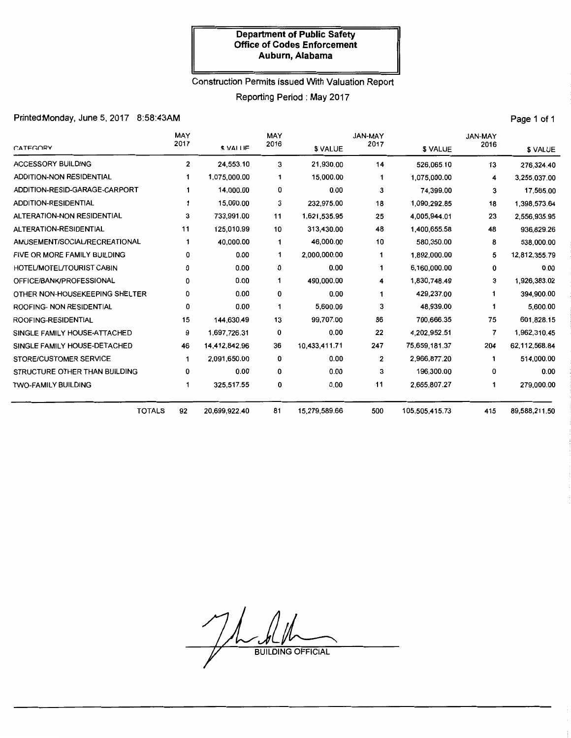**Department of Public Safety**
**Office of Codes Enforcement**
**Auburn, Alabama**

Construction Permits Issued With Valuation Report

Reporting Period : May 2017

Printed Monday, June 5, 2017 8:58:43AM

| CATEGORY | MAY 2017 | $ VALUE | MAY 2016 | $ VALUE | JAN-MAY 2017 | $ VALUE | JAN-MAY 2016 | $ VALUE |
|---|---|---|---|---|---|---|---|---|
| ACCESSORY BUILDING | 2 | 24,553.10 | 3 | 21,930.00 | 14 | 526,065.10 | 13 | 276,324.40 |
| ADDITION-NON RESIDENTIAL | 1 | 1,075,000.00 | 1 | 15,000.00 | 1 | 1,075,000.00 | 4 | 3,255,037.00 |
| ADDITION-RESID-GARAGE-CARPORT | 1 | 14,000.00 | 0 | 0.00 | 3 | 74,399.00 | 3 | 17,565.00 |
| ADDITION-RESIDENTIAL | 1 | 15,000.00 | 3 | 232,975.00 | 18 | 1,090,292.85 | 18 | 1,398,573.64 |
| ALTERATION-NON RESIDENTIAL | 3 | 733,991.00 | 11 | 1,621,535.95 | 25 | 4,005,944.01 | 23 | 2,556,935.95 |
| ALTERATION-RESIDENTIAL | 11 | 125,010.99 | 10 | 313,430.00 | 48 | 1,400,655.58 | 48 | 936,829.26 |
| AMUSEMENT/SOCIAL/RECREATIONAL | 1 | 40,000.00 | 1 | 46,000.00 | 10 | 580,350.00 | 8 | 538,000.00 |
| FIVE OR MORE FAMILY BUILDING | 0 | 0.00 | 1 | 2,000,000.00 | 1 | 1,892,000.00 | 5 | 12,812,355.79 |
| HOTEL/MOTEL/TOURIST CABIN | 0 | 0.00 | 0 | 0.00 | 1 | 6,160,000.00 | 0 | 0.00 |
| OFFICE/BANK/PROFESSIONAL | 0 | 0.00 | 1 | 490,000.00 | 4 | 1,830,748.49 | 3 | 1,926,383.02 |
| OTHER NON-HOUSEKEEPING SHELTER | 0 | 0.00 | 0 | 0.00 | 1 | 429,237.00 | 1 | 394,900.00 |
| ROOFING- NON RESIDENTIAL | 0 | 0.00 | 1 | 5,600.00 | 3 | 48,939.00 | 1 | 5,600.00 |
| ROOFING-RESIDENTIAL | 15 | 144,630.49 | 13 | 99,707.00 | 86 | 700,666.35 | 75 | 601,828.15 |
| SINGLE FAMILY HOUSE-ATTACHED | 9 | 1,697,726.31 | 0 | 0.00 | 22 | 4,202,952.51 | 7 | 1,962,310.45 |
| SINGLE FAMILY HOUSE-DETACHED | 46 | 14,412,842.96 | 36 | 10,433,411.71 | 247 | 75,659,181.37 | 204 | 62,112,568.84 |
| STORE/CUSTOMER SERVICE | 1 | 2,091,650.00 | 0 | 0.00 | 2 | 2,966,877.20 | 1 | 514,000.00 |
| STRUCTURE OTHER THAN BUILDING | 0 | 0.00 | 0 | 0.00 | 3 | 196,300.00 | 0 | 0.00 |
| TWO-FAMILY BUILDING | 1 | 325,517.55 | 0 | 0.00 | 11 | 2,665,807.27 | 1 | 279,000.00 |
| TOTALS | 92 | 20,699,922.40 | 81 | 15,279,589.66 | 500 | 105,505,415.73 | 415 | 89,588,211.50 |

BUILDING OFFICIAL